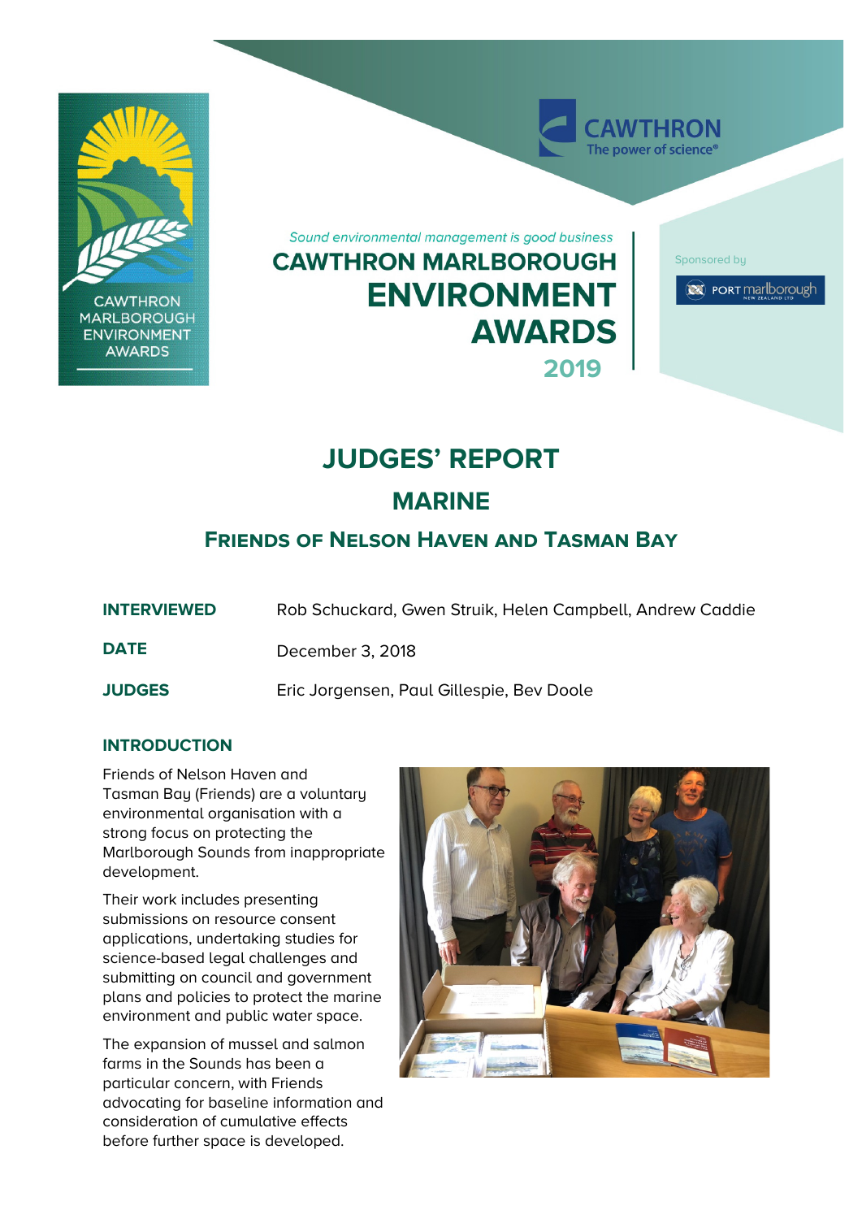*Sound environmental management is good business*

# CAWTHRON MARLBOROUGH ENVIRONMENT AWARDS 2019

Sponsored by Port Marlborough

# JUDGES' REPORT

## MARINE

## FRIENDS OF NELSON HAVEN AND TASMAN BAY

| | |
|---|---|
| **INTERVIEWED** | Rob Schuckard, Gwen Struik, Helen Campbell, Andrew Caddie |
| **DATE** | December 3, 2018 |
| **JUDGES** | Eric Jorgensen, Paul Gillespie, Bev Doole |

### INTRODUCTION

Friends of Nelson Haven and Tasman Bay (Friends) are a voluntary environmental organisation with a strong focus on protecting the Marlborough Sounds from inappropriate development.

Their work includes presenting submissions on resource consent applications, undertaking studies for science-based legal challenges and submitting on council and government plans and policies to protect the marine environment and public water space.

The expansion of mussel and salmon farms in the Sounds has been a particular concern, with Friends advocating for baseline information and consideration of cumulative effects before further space is developed.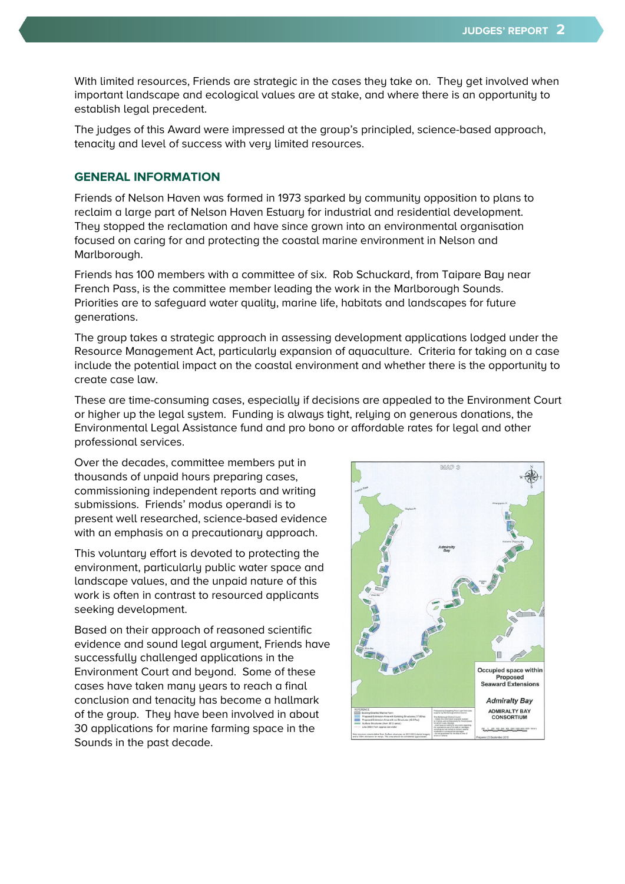With limited resources, Friends are strategic in the cases they take on. They get involved when important landscape and ecological values are at stake, and where there is an opportunity to establish legal precedent.

The judges of this Award were impressed at the group's principled, science-based approach, tenacity and level of success with very limited resources.

## GENERAL INFORMATION

Friends of Nelson Haven was formed in 1973 sparked by community opposition to plans to reclaim a large part of Nelson Haven Estuary for industrial and residential development. They stopped the reclamation and have since grown into an environmental organisation focused on caring for and protecting the coastal marine environment in Nelson and Marlborough.

Friends has 100 members with a committee of six. Rob Schuckard, from Taipare Bay near French Pass, is the committee member leading the work in the Marlborough Sounds. Priorities are to safeguard water quality, marine life, habitats and landscapes for future generations.

The group takes a strategic approach in assessing development applications lodged under the Resource Management Act, particularly expansion of aquaculture. Criteria for taking on a case include the potential impact on the coastal environment and whether there is the opportunity to create case law.

These are time-consuming cases, especially if decisions are appealed to the Environment Court or higher up the legal system. Funding is always tight, relying on generous donations, the Environmental Legal Assistance fund and pro bono or affordable rates for legal and other professional services.

Over the decades, committee members put in thousands of unpaid hours preparing cases, commissioning independent reports and writing submissions. Friends' modus operandi is to present well researched, science-based evidence with an emphasis on a precautionary approach.

This voluntary effort is devoted to protecting the environment, particularly public water space and landscape values, and the unpaid nature of this work is often in contrast to resourced applicants seeking development.

Based on their approach of reasoned scientific evidence and sound legal argument, Friends have successfully challenged applications in the Environment Court and beyond. Some of these cases have taken many years to reach a final conclusion and tenacity has become a hallmark of the group. They have been involved in about 30 applications for marine farming space in the Sounds in the past decade.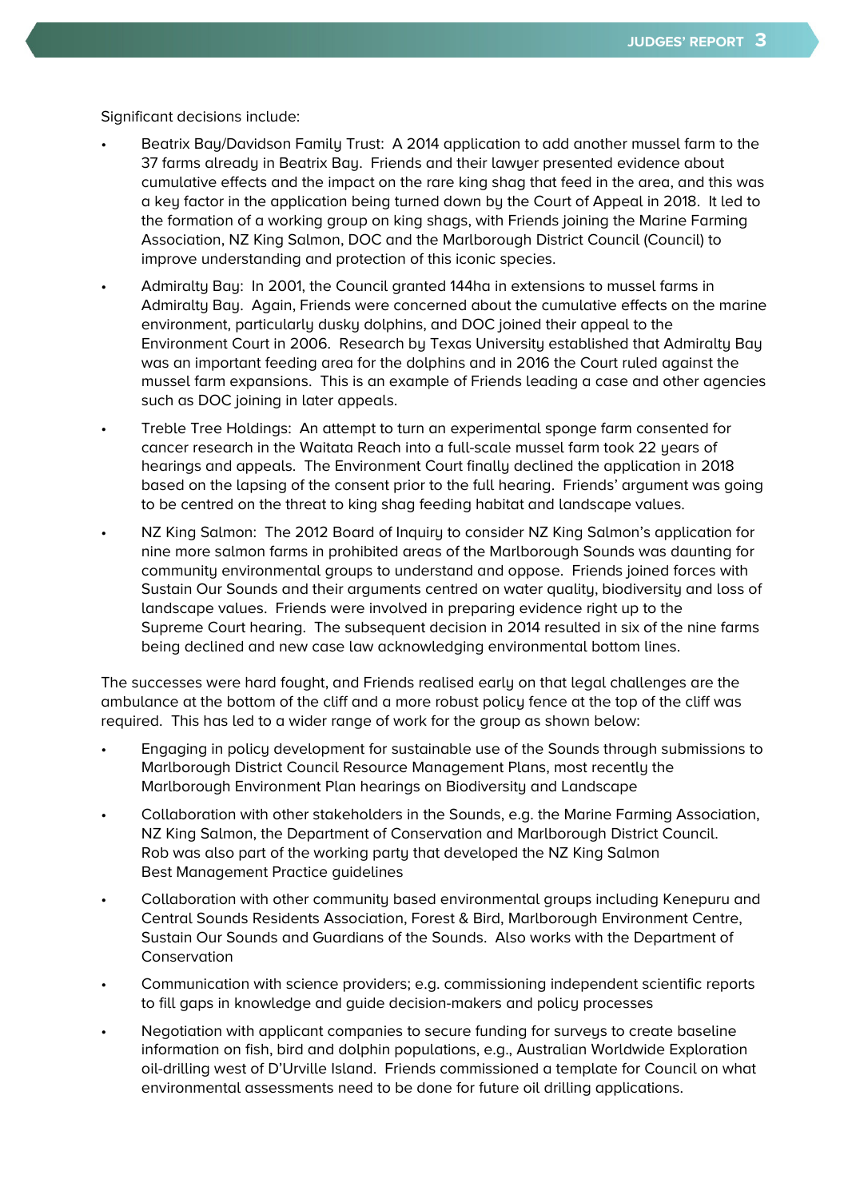Significant decisions include:

- Beatrix Bay/Davidson Family Trust: A 2014 application to add another mussel farm to the 37 farms already in Beatrix Bay. Friends and their lawyer presented evidence about cumulative effects and the impact on the rare king shag that feed in the area, and this was a key factor in the application being turned down by the Court of Appeal in 2018. It led to the formation of a working group on king shags, with Friends joining the Marine Farming Association, NZ King Salmon, DOC and the Marlborough District Council (Council) to improve understanding and protection of this iconic species.
- Admiralty Bay: In 2001, the Council granted 144ha in extensions to mussel farms in Admiralty Bay. Again, Friends were concerned about the cumulative effects on the marine environment, particularly dusky dolphins, and DOC joined their appeal to the Environment Court in 2006. Research by Texas University established that Admiralty Bay was an important feeding area for the dolphins and in 2016 the Court ruled against the mussel farm expansions. This is an example of Friends leading a case and other agencies such as DOC joining in later appeals.
- Treble Tree Holdings: An attempt to turn an experimental sponge farm consented for cancer research in the Waitata Reach into a full-scale mussel farm took 22 years of hearings and appeals. The Environment Court finally declined the application in 2018 based on the lapsing of the consent prior to the full hearing. Friends' argument was going to be centred on the threat to king shag feeding habitat and landscape values.
- NZ King Salmon: The 2012 Board of Inquiry to consider NZ King Salmon's application for nine more salmon farms in prohibited areas of the Marlborough Sounds was daunting for community environmental groups to understand and oppose. Friends joined forces with Sustain Our Sounds and their arguments centred on water quality, biodiversity and loss of landscape values. Friends were involved in preparing evidence right up to the Supreme Court hearing. The subsequent decision in 2014 resulted in six of the nine farms being declined and new case law acknowledging environmental bottom lines.

The successes were hard fought, and Friends realised early on that legal challenges are the ambulance at the bottom of the cliff and a more robust policy fence at the top of the cliff was required. This has led to a wider range of work for the group as shown below:

- Engaging in policy development for sustainable use of the Sounds through submissions to Marlborough District Council Resource Management Plans, most recently the Marlborough Environment Plan hearings on Biodiversity and Landscape
- Collaboration with other stakeholders in the Sounds, e.g. the Marine Farming Association, NZ King Salmon, the Department of Conservation and Marlborough District Council. Rob was also part of the working party that developed the NZ King Salmon Best Management Practice guidelines
- Collaboration with other community based environmental groups including Kenepuru and Central Sounds Residents Association, Forest & Bird, Marlborough Environment Centre, Sustain Our Sounds and Guardians of the Sounds. Also works with the Department of Conservation
- Communication with science providers; e.g. commissioning independent scientific reports to fill gaps in knowledge and guide decision-makers and policy processes
- Negotiation with applicant companies to secure funding for surveys to create baseline information on fish, bird and dolphin populations, e.g., Australian Worldwide Exploration oil-drilling west of D'Urville Island. Friends commissioned a template for Council on what environmental assessments need to be done for future oil drilling applications.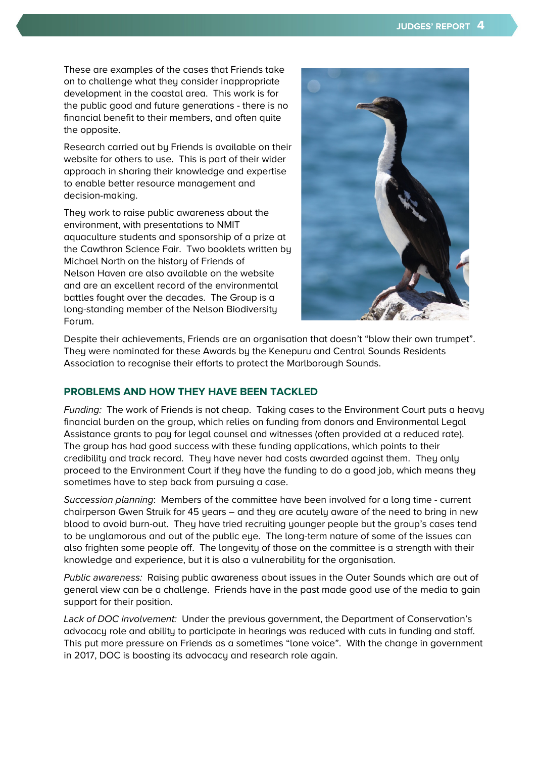These are examples of the cases that Friends take on to challenge what they consider inappropriate development in the coastal area. This work is for the public good and future generations - there is no financial benefit to their members, and often quite the opposite.

Research carried out by Friends is available on their website for others to use. This is part of their wider approach in sharing their knowledge and expertise to enable better resource management and decision-making.

They work to raise public awareness about the environment, with presentations to NMIT aquaculture students and sponsorship of a prize at the Cawthron Science Fair. Two booklets written by Michael North on the history of Friends of Nelson Haven are also available on the website and are an excellent record of the environmental battles fought over the decades. The Group is a long-standing member of the Nelson Biodiversity Forum.

Despite their achievements, Friends are an organisation that doesn't "blow their own trumpet". They were nominated for these Awards by the Kenepuru and Central Sounds Residents Association to recognise their efforts to protect the Marlborough Sounds.

## PROBLEMS AND HOW THEY HAVE BEEN TACKLED

*Funding:* The work of Friends is not cheap. Taking cases to the Environment Court puts a heavy financial burden on the group, which relies on funding from donors and Environmental Legal Assistance grants to pay for legal counsel and witnesses (often provided at a reduced rate). The group has had good success with these funding applications, which points to their credibility and track record. They have never had costs awarded against them. They only proceed to the Environment Court if they have the funding to do a good job, which means they sometimes have to step back from pursuing a case.

*Succession planning*: Members of the committee have been involved for a long time - current chairperson Gwen Struik for 45 years – and they are acutely aware of the need to bring in new blood to avoid burn-out. They have tried recruiting younger people but the group's cases tend to be unglamorous and out of the public eye. The long-term nature of some of the issues can also frighten some people off. The longevity of those on the committee is a strength with their knowledge and experience, but it is also a vulnerability for the organisation.

*Public awareness:* Raising public awareness about issues in the Outer Sounds which are out of general view can be a challenge. Friends have in the past made good use of the media to gain support for their position.

*Lack of DOC involvement:* Under the previous government, the Department of Conservation's advocacy role and ability to participate in hearings was reduced with cuts in funding and staff. This put more pressure on Friends as a sometimes "lone voice". With the change in government in 2017, DOC is boosting its advocacy and research role again.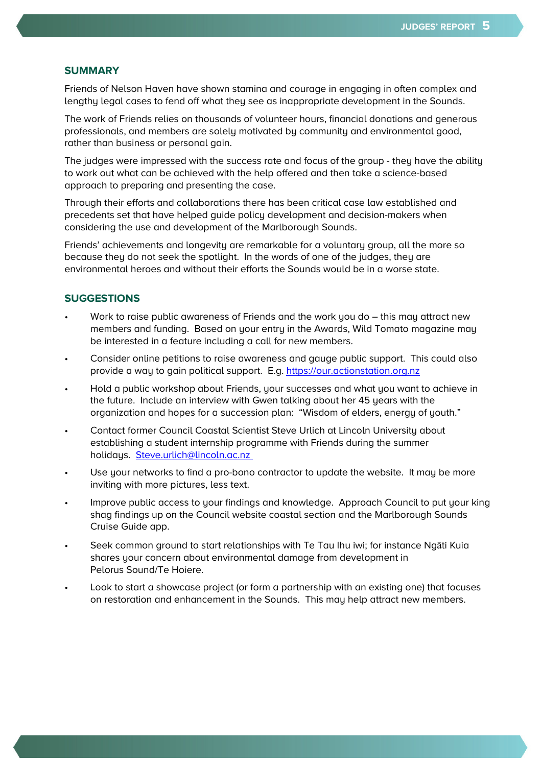## SUMMARY

Friends of Nelson Haven have shown stamina and courage in engaging in often complex and lengthy legal cases to fend off what they see as inappropriate development in the Sounds.

The work of Friends relies on thousands of volunteer hours, financial donations and generous professionals, and members are solely motivated by community and environmental good, rather than business or personal gain.

The judges were impressed with the success rate and focus of the group - they have the ability to work out what can be achieved with the help offered and then take a science-based approach to preparing and presenting the case.

Through their efforts and collaborations there has been critical case law established and precedents set that have helped guide policy development and decision-makers when considering the use and development of the Marlborough Sounds.

Friends' achievements and longevity are remarkable for a voluntary group, all the more so because they do not seek the spotlight. In the words of one of the judges, they are environmental heroes and without their efforts the Sounds would be in a worse state.

## SUGGESTIONS

- Work to raise public awareness of Friends and the work you do – this may attract new members and funding. Based on your entry in the Awards, Wild Tomato magazine may be interested in a feature including a call for new members.
- Consider online petitions to raise awareness and gauge public support. This could also provide a way to gain political support. E.g. https://our.actionstation.org.nz
- Hold a public workshop about Friends, your successes and what you want to achieve in the future. Include an interview with Gwen talking about her 45 years with the organization and hopes for a succession plan: "Wisdom of elders, energy of youth."
- Contact former Council Coastal Scientist Steve Urlich at Lincoln University about establishing a student internship programme with Friends during the summer holidays. Steve.urlich@lincoln.ac.nz
- Use your networks to find a pro-bono contractor to update the website. It may be more inviting with more pictures, less text.
- Improve public access to your findings and knowledge. Approach Council to put your king shag findings up on the Council website coastal section and the Marlborough Sounds Cruise Guide app.
- Seek common ground to start relationships with Te Tau Ihu iwi; for instance Ngāti Kuia shares your concern about environmental damage from development in Pelorus Sound/Te Hoiere.
- Look to start a showcase project (or form a partnership with an existing one) that focuses on restoration and enhancement in the Sounds. This may help attract new members.